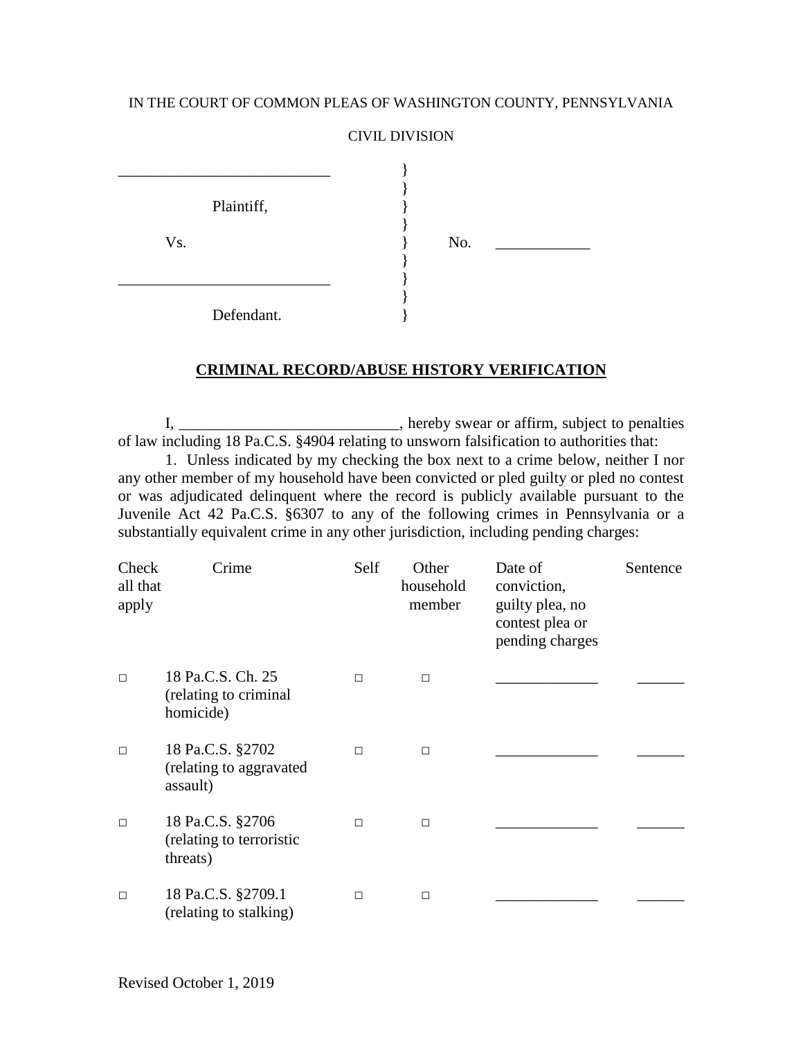IN THE COURT OF COMMON PLEAS OF WASHINGTON COUNTY, PENNSYLVANIA

CIVIL DIVISION

| | | |
|---|---|---|
| ___________________________ | } | |
| | } | |
| Plaintiff, | } | |
| | } | |
| Vs. | } | No. ____________ |
| | } | |
| ___________________________ | } | |
| | } | |
| Defendant. | } | |

## CRIMINAL RECORD/ABUSE HISTORY VERIFICATION

I, ____________________________, hereby swear or affirm, subject to penalties of law including 18 Pa.C.S. §4904 relating to unsworn falsification to authorities that:

1. Unless indicated by my checking the box next to a crime below, neither I nor any other member of my household have been convicted or pled guilty or pled no contest or was adjudicated delinquent where the record is publicly available pursuant to the Juvenile Act 42 Pa.C.S. §6307 to any of the following crimes in Pennsylvania or a substantially equivalent crime in any other jurisdiction, including pending charges:

| Check all that apply | Crime | Self | Other household member | Date of conviction, guilty plea, no contest plea or pending charges | Sentence |
|---|---|---|---|---|---|
| □ | 18 Pa.C.S. Ch. 25 (relating to criminal homicide) | □ | □ | _____________ | ______ |
| □ | 18 Pa.C.S. §2702 (relating to aggravated assault) | □ | □ | _____________ | ______ |
| □ | 18 Pa.C.S. §2706 (relating to terroristic threats) | □ | □ | _____________ | ______ |
| □ | 18 Pa.C.S. §2709.1 (relating to stalking) | □ | □ | _____________ | ______ |

Revised October 1, 2019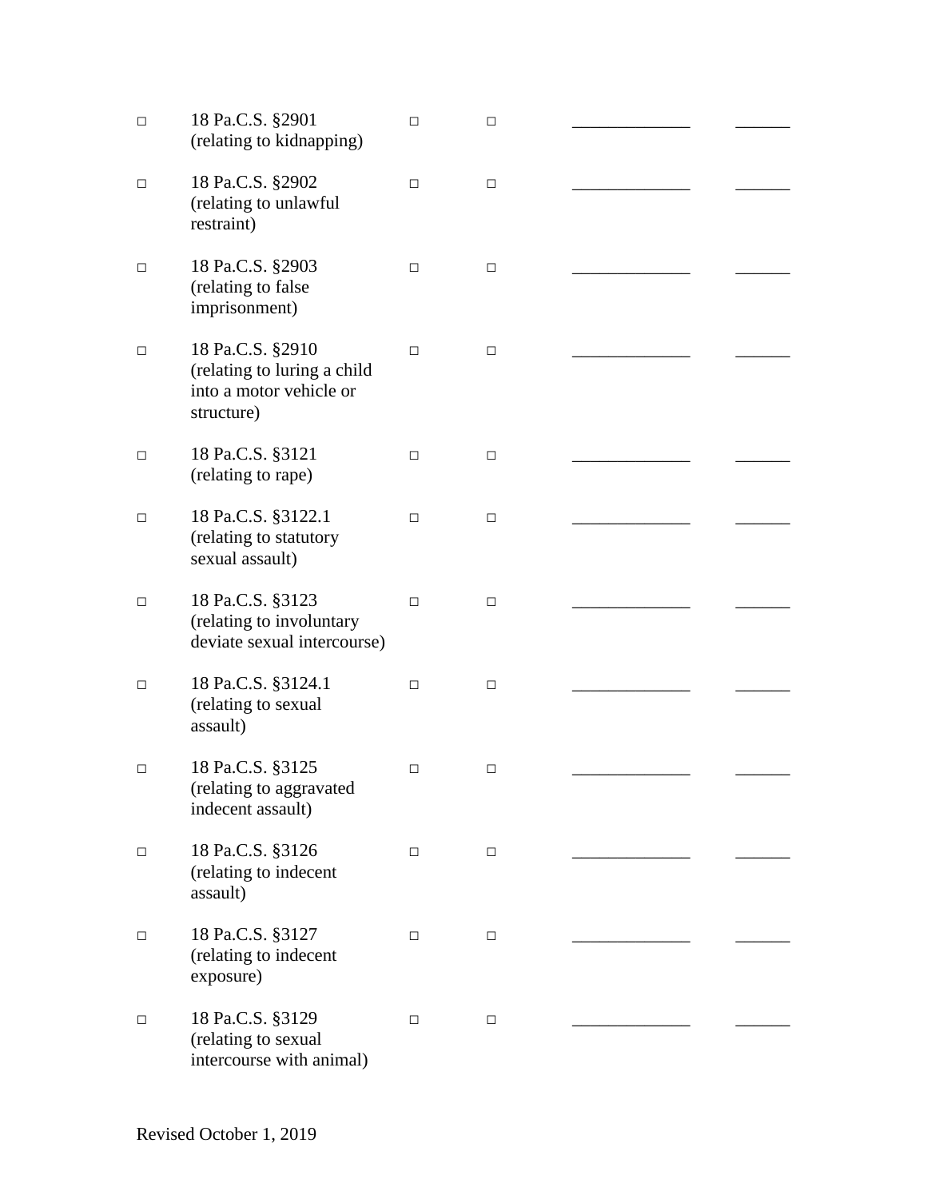| | | | | | |
|---|---|---|---|---|---|
| □ | 18 Pa.C.S. §2901 (relating to kidnapping) | □ | □ | _____________ | ______ |
| □ | 18 Pa.C.S. §2902 (relating to unlawful restraint) | □ | □ | _____________ | ______ |
| □ | 18 Pa.C.S. §2903 (relating to false imprisonment) | □ | □ | _____________ | ______ |
| □ | 18 Pa.C.S. §2910 (relating to luring a child into a motor vehicle or structure) | □ | □ | _____________ | ______ |
| □ | 18 Pa.C.S. §3121 (relating to rape) | □ | □ | _____________ | ______ |
| □ | 18 Pa.C.S. §3122.1 (relating to statutory sexual assault) | □ | □ | _____________ | ______ |
| □ | 18 Pa.C.S. §3123 (relating to involuntary deviate sexual intercourse) | □ | □ | _____________ | ______ |
| □ | 18 Pa.C.S. §3124.1 (relating to sexual assault) | □ | □ | _____________ | ______ |
| □ | 18 Pa.C.S. §3125 (relating to aggravated indecent assault) | □ | □ | _____________ | ______ |
| □ | 18 Pa.C.S. §3126 (relating to indecent assault) | □ | □ | _____________ | ______ |
| □ | 18 Pa.C.S. §3127 (relating to indecent exposure) | □ | □ | _____________ | ______ |
| □ | 18 Pa.C.S. §3129 (relating to sexual intercourse with animal) | □ | □ | _____________ | ______ |

Revised October 1, 2019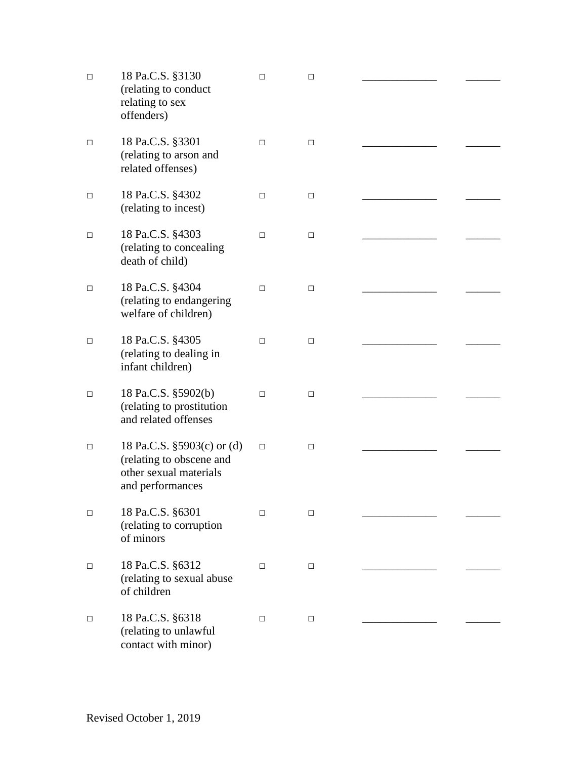| | | | | | |
|---|---|---|---|---|---|
| □ | 18 Pa.C.S. §3130 (relating to conduct relating to sex offenders) | □ | □ | _____________ | ______ |
| □ | 18 Pa.C.S. §3301 (relating to arson and related offenses) | □ | □ | _____________ | ______ |
| □ | 18 Pa.C.S. §4302 (relating to incest) | □ | □ | _____________ | ______ |
| □ | 18 Pa.C.S. §4303 (relating to concealing death of child) | □ | □ | _____________ | ______ |
| □ | 18 Pa.C.S. §4304 (relating to endangering welfare of children) | □ | □ | _____________ | ______ |
| □ | 18 Pa.C.S. §4305 (relating to dealing in infant children) | □ | □ | _____________ | ______ |
| □ | 18 Pa.C.S. §5902(b) (relating to prostitution and related offenses | □ | □ | _____________ | ______ |
| □ | 18 Pa.C.S. §5903(c) or (d) (relating to obscene and other sexual materials and performances | □ | □ | _____________ | ______ |
| □ | 18 Pa.C.S. §6301 (relating to corruption of minors | □ | □ | _____________ | ______ |
| □ | 18 Pa.C.S. §6312 (relating to sexual abuse of children | □ | □ | _____________ | ______ |
| □ | 18 Pa.C.S. §6318 (relating to unlawful contact with minor) | □ | □ | _____________ | ______ |

Revised October 1, 2019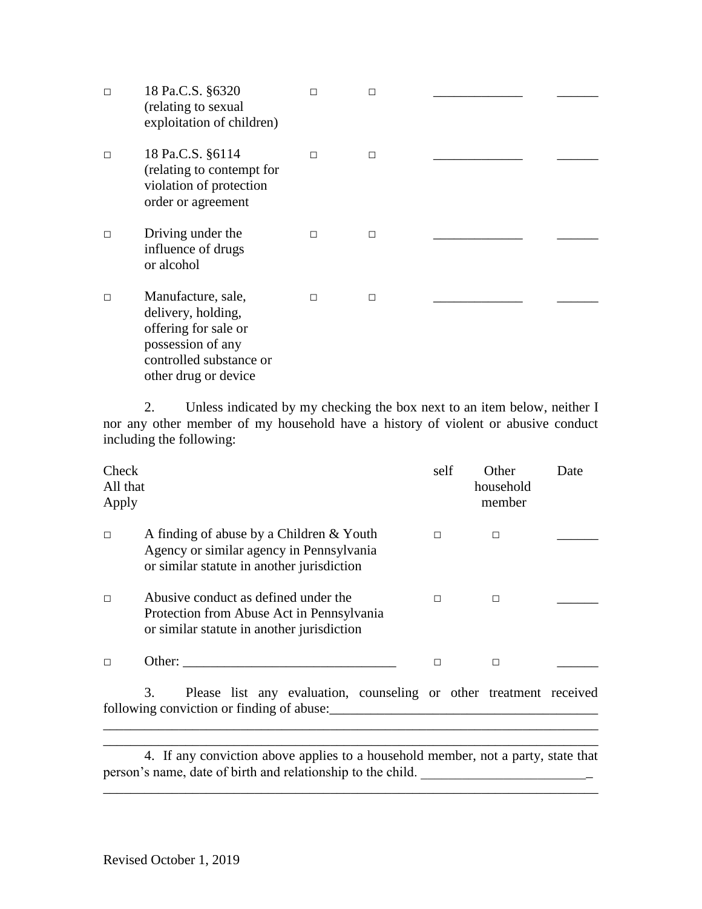| | | | | | |
|---|---|---|---|---|---|
| □ | 18 Pa.C.S. §6320 (relating to sexual exploitation of children) | □ | □ | _____________ | ______ |
| □ | 18 Pa.C.S. §6114 (relating to contempt for violation of protection order or agreement | □ | □ | _____________ | ______ |
| □ | Driving under the influence of drugs or alcohol | □ | □ | _____________ | ______ |
| □ | Manufacture, sale, delivery, holding, offering for sale or possession of any controlled substance or other drug or device | □ | □ | _____________ | ______ |

2. Unless indicated by my checking the box next to an item below, neither I nor any other member of my household have a history of violent or abusive conduct including the following:

| Check All that Apply | | self | Other household member | Date |
|---|---|---|---|---|
| □ | A finding of abuse by a Children & Youth Agency or similar agency in Pennsylvania or similar statute in another jurisdiction | □ | □ | ______ |
| □ | Abusive conduct as defined under the Protection from Abuse Act in Pennsylvania or similar statute in another jurisdiction | □ | □ | ______ |
| □ | Other: _______________________________ | □ | □ | ______ |

3. Please list any evaluation, counseling or other treatment received following conviction or finding of abuse:_______________________________________

_________________________________________________________________________

_________________________________________________________________________

4. If any conviction above applies to a household member, not a party, state that person's name, date of birth and relationship to the child. ________________________

_________________________________________________________________________

Revised October 1, 2019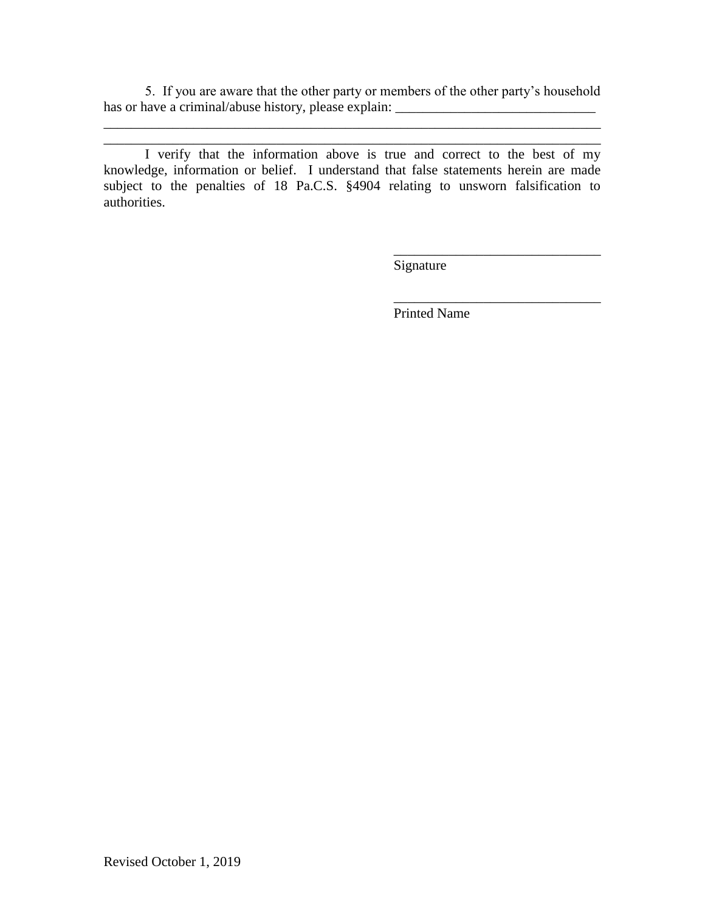5. If you are aware that the other party or members of the other party's household has or have a criminal/abuse history, please explain: ______________________________

_____________________________________________________________________________

_____________________________________________________________________________

I verify that the information above is true and correct to the best of my knowledge, information or belief. I understand that false statements herein are made subject to the penalties of 18 Pa.C.S. §4904 relating to unsworn falsification to authorities.

_______________________________
Signature

_______________________________
Printed Name

Revised October 1, 2019